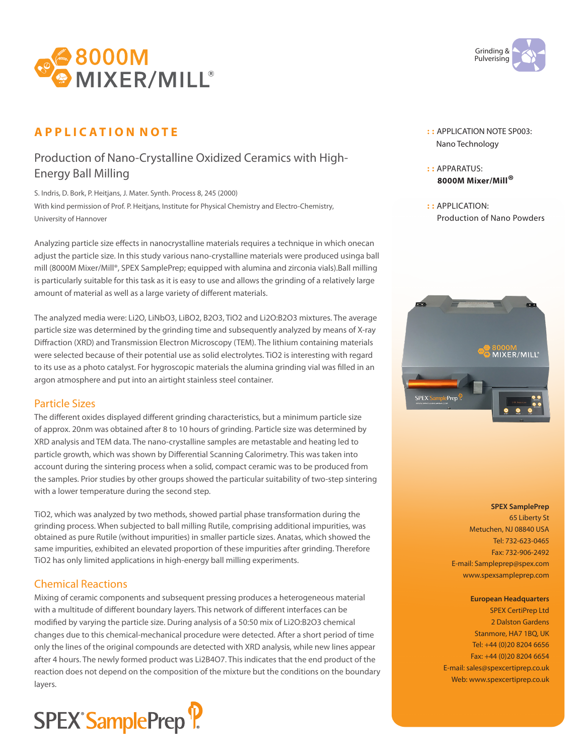# 8000M MIXER/MILL®

Grinding & Pulverising

## APPLICATION NOTE

### Production of Nano-Crystalline Oxidized Ceramics with High-Energy Ball Milling

S. Indris, D. Bork, P. Heitjans, J. Mater. Synth. Process 8, 245 (2000)

With kind permission of Prof. P. Heitjans, Institute for Physical Chemistry and Electro-Chemistry, University of Hannover

:: APPLICATION NOTE SP003: Nano Technology

:: APPARATUS: **8000M Mixer/Mill®**

:: APPLICATION: Production of Nano Powders

Analyzing particle size effects in nanocrystalline materials requires a technique in which onecan adjust the particle size. In this study various nano-crystalline materials were produced usinga ball mill (8000M Mixer/Mill®, SPEX SamplePrep; equipped with alumina and zirconia vials).Ball milling is particularly suitable for this task as it is easy to use and allows the grinding of a relatively large amount of material as well as a large variety of different materials.

The analyzed media were: $Li_2O$, $LiNbO_3$, $LiBO_2$, $B_2O_3$, $TiO_2$ and $Li_2O$:$B_2O_3$ mixtures. The average particle size was determined by the grinding time and subsequently analyzed by means of X-ray Diffraction (XRD) and Transmission Electron Microscopy (TEM). The lithium containing materials were selected because of their potential use as solid electrolytes. $TiO_2$ is interesting with regard to its use as a photo catalyst. For hygroscopic materials the alumina grinding vial was filled in an argon atmosphere and put into an airtight stainless steel container.

### Particle Sizes

The different oxides displayed different grinding characteristics, but a minimum particle size of approx. 20nm was obtained after 8 to 10 hours of grinding. Particle size was determined by XRD analysis and TEM data. The nano-crystalline samples are metastable and heating led to particle growth, which was shown by Differential Scanning Calorimetry. This was taken into account during the sintering process when a solid, compact ceramic was to be produced from the samples. Prior studies by other groups showed the particular suitability of two-step sintering with a lower temperature during the second step.

$TiO_2$, which was analyzed by two methods, showed partial phase transformation during the grinding process. When subjected to ball milling Rutile, comprising additional impurities, was obtained as pure Rutile (without impurities) in smaller particle sizes. Anatas, which showed the same impurities, exhibited an elevated proportion of these impurities after grinding. Therefore $TiO_2$ has only limited applications in high-energy ball milling experiments.

### Chemical Reactions

Mixing of ceramic components and subsequent pressing produces a heterogeneous material with a multitude of different boundary layers. This network of different interfaces can be modified by varying the particle size. During analysis of a 50:50 mix of $Li_2O$:$B_2O_3$ chemical changes due to this chemical-mechanical procedure were detected. After a short period of time only the lines of the original compounds are detected with XRD analysis, while new lines appear after 4 hours. The newly formed product was $Li_2B_4O_7$. This indicates that the end product of the reaction does not depend on the composition of the mixture but the conditions on the boundary layers.

**SPEX SamplePrep**
65 Liberty St
Metuchen, NJ 08840 USA
Tel: 732-623-0465
Fax: 732-906-2492
E-mail: Sampleprep@spex.com
www.spexsampleprep.com

**European Headquarters**
SPEX CertiPrep Ltd
2 Dalston Gardens
Stanmore, HA7 1BQ, UK
Tel: +44 (0)20 8204 6656
Fax: +44 (0)20 8204 6654
E-mail: sales@spexcertiprep.co.uk
Web: www.spexcertiprep.co.uk

SPEX® SamplePrep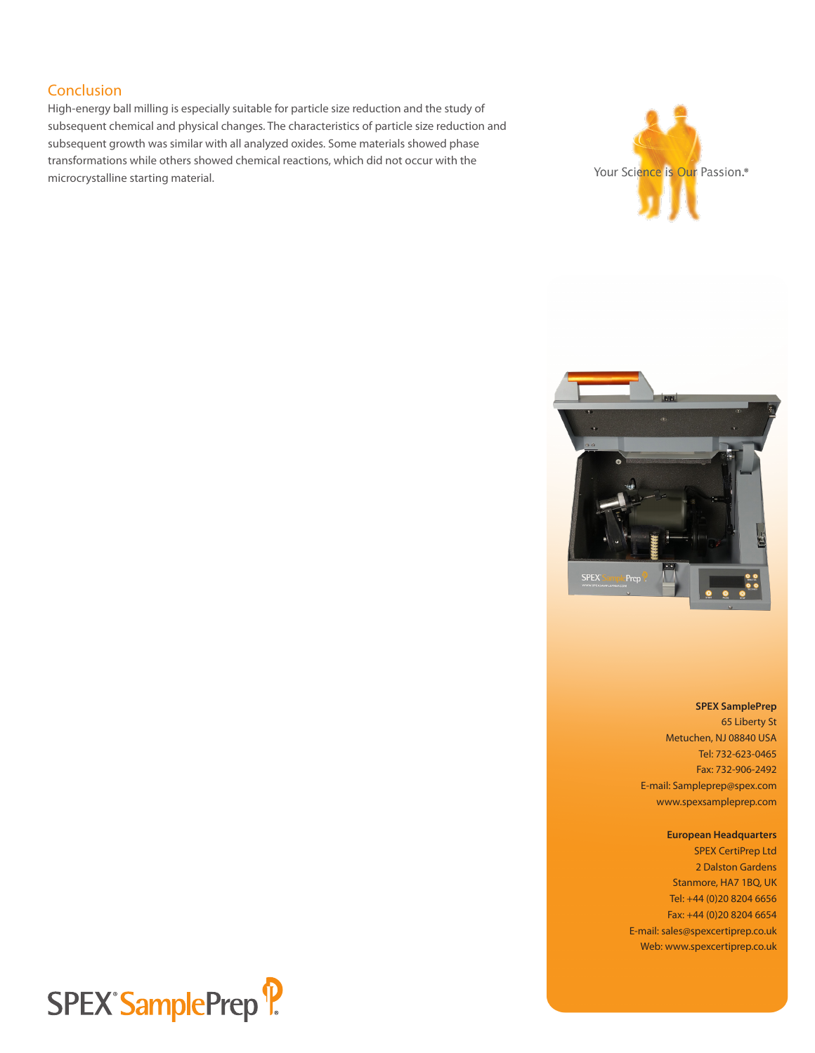## Conclusion

High-energy ball milling is especially suitable for particle size reduction and the study of subsequent chemical and physical changes. The characteristics of particle size reduction and subsequent growth was similar with all analyzed oxides. Some materials showed phase transformations while others showed chemical reactions, which did not occur with the microcrystalline starting material.

Your Science is Our Passion.®

**SPEX SamplePrep**
65 Liberty St
Metuchen, NJ 08840 USA
Tel: 732-623-0465
Fax: 732-906-2492
E-mail: Sampleprep@spex.com
www.spexsampleprep.com

**European Headquarters**
SPEX CertiPrep Ltd
2 Dalston Gardens
Stanmore, HA7 1BQ, UK
Tel: +44 (0)20 8204 6656
Fax: +44 (0)20 8204 6654
E-mail: sales@spexcertiprep.co.uk
Web: www.spexcertiprep.co.uk

SPEX® SamplePrep